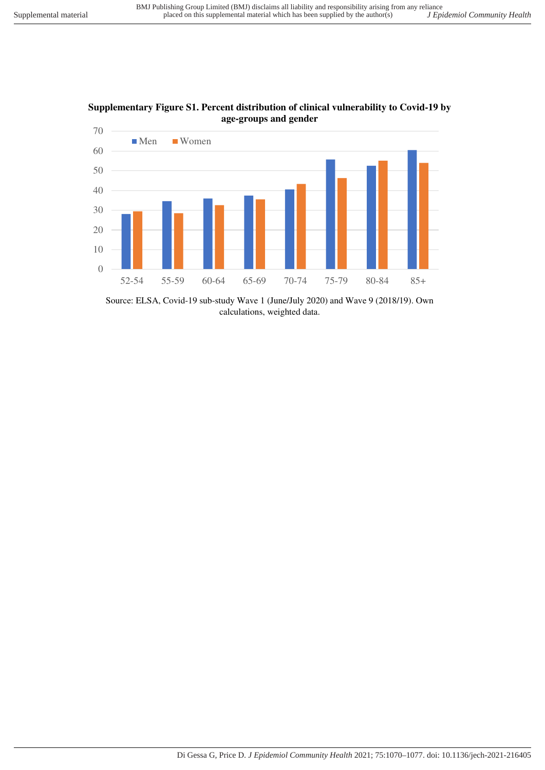**Supplementary Figure S1. Percent distribution of clinical vulnerability to Covid-19 by age-groups and gender**

Source: ELSA, Covid-19 sub-study Wave 1 (June/July 2020) and Wave 9 (2018/19). Own calculations, weighted data.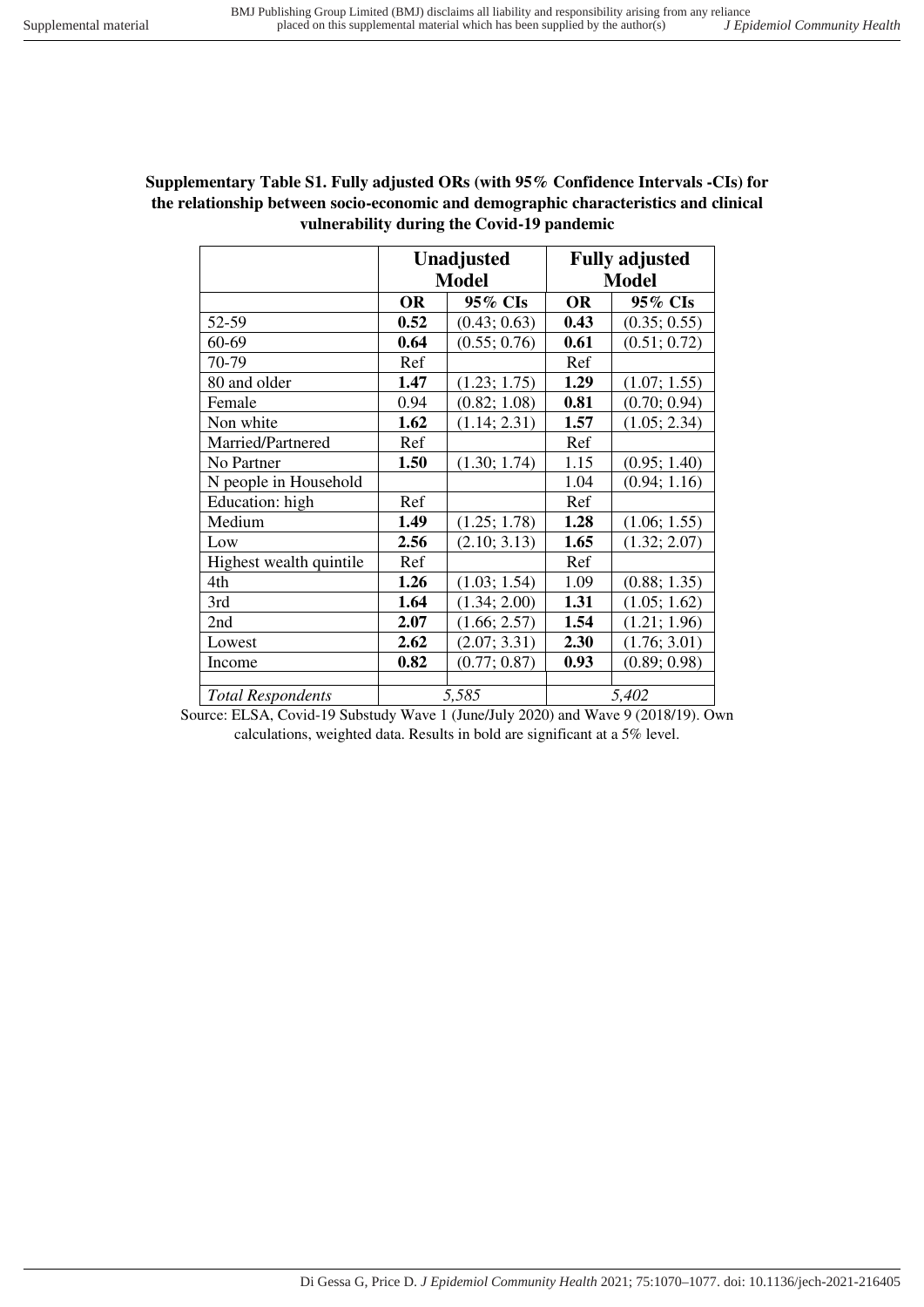**Supplementary Table S1. Fully adjusted ORs (with 95% Confidence Intervals -CIs) for the relationship between socio-economic and demographic characteristics and clinical vulnerability during the Covid-19 pandemic**

| | **Unadjusted Model** | | **Fully adjusted Model** | |
|---|---|---|---|---|
| | **OR** | **95% CIs** | **OR** | **95% CIs** |
| 52-59 | **0.52** | (0.43; 0.63) | **0.43** | (0.35; 0.55) |
| 60-69 | **0.64** | (0.55; 0.76) | **0.61** | (0.51; 0.72) |
| 70-79 | Ref | | Ref | |
| 80 and older | **1.47** | (1.23; 1.75) | **1.29** | (1.07; 1.55) |
| Female | 0.94 | (0.82; 1.08) | **0.81** | (0.70; 0.94) |
| Non white | **1.62** | (1.14; 2.31) | **1.57** | (1.05; 2.34) |
| Married/Partnered | Ref | | Ref | |
| No Partner | **1.50** | (1.30; 1.74) | 1.15 | (0.95; 1.40) |
| N people in Household | | | 1.04 | (0.94; 1.16) |
| Education: high | Ref | | Ref | |
| Medium | **1.49** | (1.25; 1.78) | **1.28** | (1.06; 1.55) |
| Low | **2.56** | (2.10; 3.13) | **1.65** | (1.32; 2.07) |
| Highest wealth quintile | Ref | | Ref | |
| 4th | **1.26** | (1.03; 1.54) | 1.09 | (0.88; 1.35) |
| 3rd | **1.64** | (1.34; 2.00) | **1.31** | (1.05; 1.62) |
| 2nd | **2.07** | (1.66; 2.57) | **1.54** | (1.21; 1.96) |
| Lowest | **2.62** | (2.07; 3.31) | **2.30** | (1.76; 3.01) |
| Income | **0.82** | (0.77; 0.87) | **0.93** | (0.89; 0.98) |
| | | | | |
| *Total Respondents* | *5,585* | | *5,402* | |

Source: ELSA, Covid-19 Substudy Wave 1 (June/July 2020) and Wave 9 (2018/19). Own calculations, weighted data. Results in bold are significant at a 5% level.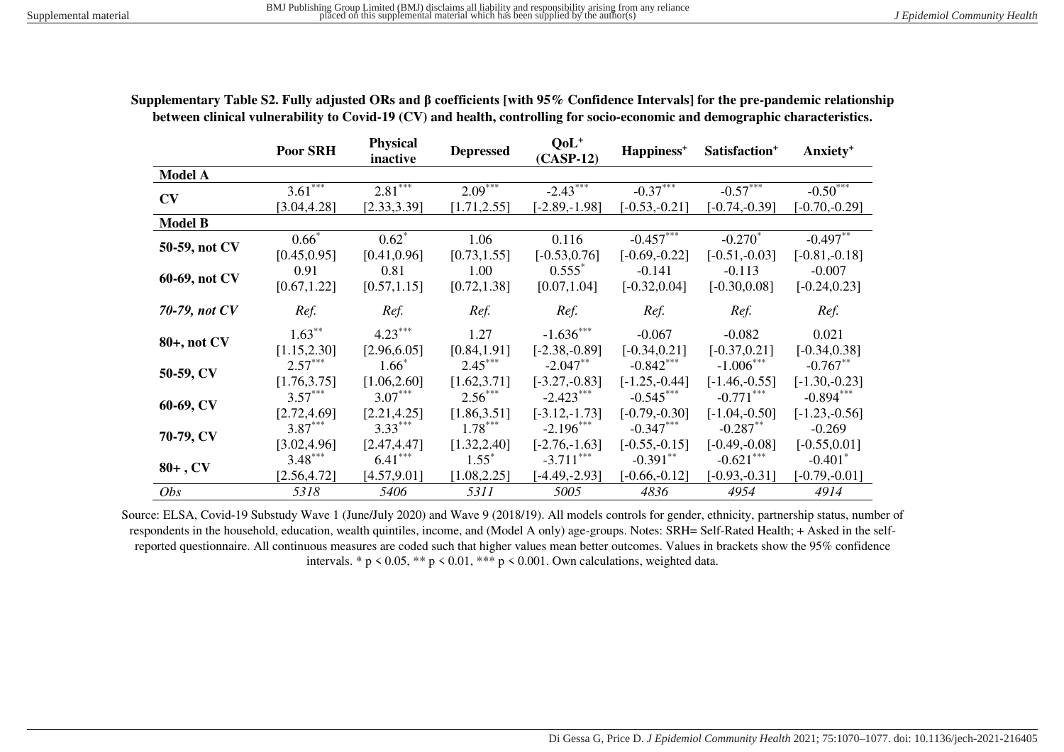**Supplementary Table S2. Fully adjusted ORs and β coefficients [with 95% Confidence Intervals] for the pre-pandemic relationship between clinical vulnerability to Covid-19 (CV) and health, controlling for socio-economic and demographic characteristics.**

| | Poor SRH | Physical inactive | Depressed | QoL⁺ (CASP-12) | Happiness⁺ | Satisfaction⁺ | Anxiety⁺ |
|---|---|---|---|---|---|---|---|
| **Model A** | | | | | | | |
| **CV** | 3.61*** [3.04,4.28] | 2.81*** [2.33,3.39] | 2.09*** [1.71,2.55] | -2.43*** [-2.89,-1.98] | -0.37*** [-0.53,-0.21] | -0.57*** [-0.74,-0.39] | -0.50*** [-0.70,-0.29] |
| **Model B** | | | | | | | |
| **50-59, not CV** | 0.66* [0.45,0.95] | 0.62* [0.41,0.96] | 1.06 [0.73,1.55] | 0.116 [-0.53,0.76] | -0.457*** [-0.69,-0.22] | -0.270* [-0.51,-0.03] | -0.497** [-0.81,-0.18] |
| **60-69, not CV** | 0.91 [0.67,1.22] | 0.81 [0.57,1.15] | 1.00 [0.72,1.38] | 0.555* [0.07,1.04] | -0.141 [-0.32,0.04] | -0.113 [-0.30,0.08] | -0.007 [-0.24,0.23] |
| ***70-79, not CV*** | *Ref.* | *Ref.* | *Ref.* | *Ref.* | *Ref.* | *Ref.* | *Ref.* |
| **80+, not CV** | 1.63** [1.15,2.30] | 4.23*** [2.96,6.05] | 1.27 [0.84,1.91] | -1.636*** [-2.38,-0.89] | -0.067 [-0.34,0.21] | -0.082 [-0.37,0.21] | 0.021 [-0.34,0.38] |
| **50-59, CV** | 2.57*** [1.76,3.75] | 1.66* [1.06,2.60] | 2.45*** [1.62,3.71] | -2.047** [-3.27,-0.83] | -0.842*** [-1.25,-0.44] | -1.006*** [-1.46,-0.55] | -0.767** [-1.30,-0.23] |
| **60-69, CV** | 3.57*** [2.72,4.69] | 3.07*** [2.21,4.25] | 2.56*** [1.86,3.51] | -2.423*** [-3.12,-1.73] | -0.545*** [-0.79,-0.30] | -0.771*** [-1.04,-0.50] | -0.894*** [-1.23,-0.56] |
| **70-79, CV** | 3.87*** [3.02,4.96] | 3.33*** [2.47,4.47] | 1.78*** [1.32,2.40] | -2.196*** [-2.76,-1.63] | -0.347*** [-0.55,-0.15] | -0.287** [-0.49,-0.08] | -0.269 [-0.55,0.01] |
| **80+ , CV** | 3.48*** [2.56,4.72] | 6.41*** [4.57,9.01] | 1.55* [1.08,2.25] | -3.711*** [-4.49,-2.93] | -0.391** [-0.66,-0.12] | -0.621*** [-0.93,-0.31] | -0.401* [-0.79,-0.01] |
| *Obs* | *5318* | *5406* | *5311* | *5005* | *4836* | *4954* | *4914* |

Source: ELSA, Covid-19 Substudy Wave 1 (June/July 2020) and Wave 9 (2018/19). All models controls for gender, ethnicity, partnership status, number of respondents in the household, education, wealth quintiles, income, and (Model A only) age-groups. Notes: SRH= Self-Rated Health; + Asked in the self-reported questionnaire. All continuous measures are coded such that higher values mean better outcomes. Values in brackets show the 95% confidence intervals. * $p < 0.05$, ** $p < 0.01$, *** $p < 0.001$. Own calculations, weighted data.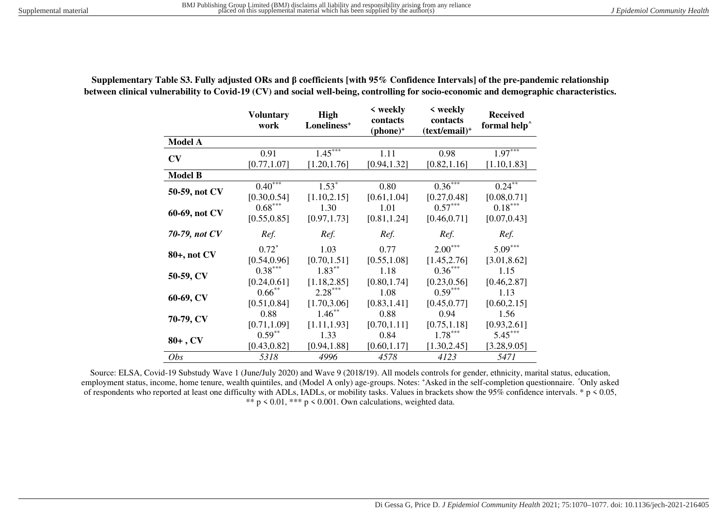**Supplementary Table S3. Fully adjusted ORs and β coefficients [with 95% Confidence Intervals] of the pre-pandemic relationship between clinical vulnerability to Covid-19 (CV) and social well-being, controlling for socio-economic and demographic characteristics.**

| | Voluntary work | High Loneliness⁺ | < weekly contacts (phone)⁺ | < weekly contacts (text/email)⁺ | Received formal help^ |
|---|---|---|---|---|---|
| **Model A** | | | | | |
| **CV** | 0.91 [0.77,1.07] | 1.45*** [1.20,1.76] | 1.11 [0.94,1.32] | 0.98 [0.82,1.16] | 1.97*** [1.10,1.83] |
| **Model B** | | | | | |
| **50-59, not CV** | 0.40*** [0.30,0.54] | 1.53* [1.10,2.15] | 0.80 [0.61,1.04] | 0.36*** [0.27,0.48] | 0.24** [0.08,0.71] |
| **60-69, not CV** | 0.68*** [0.55,0.85] | 1.30 [0.97,1.73] | 1.01 [0.81,1.24] | 0.57*** [0.46,0.71] | 0.18*** [0.07,0.43] |
| ***70-79, not CV*** | *Ref.* | *Ref.* | *Ref.* | *Ref.* | *Ref.* |
| **80+, not CV** | 0.72* [0.54,0.96] | 1.03 [0.70,1.51] | 0.77 [0.55,1.08] | 2.00*** [1.45,2.76] | 5.09*** [3.01,8.62] |
| **50-59, CV** | 0.38*** [0.24,0.61] | 1.83** [1.18,2.85] | 1.18 [0.80,1.74] | 0.36*** [0.23,0.56] | 1.15 [0.46,2.87] |
| **60-69, CV** | 0.66** [0.51,0.84] | 2.28*** [1.70,3.06] | 1.08 [0.83,1.41] | 0.59*** [0.45,0.77] | 1.13 [0.60,2.15] |
| **70-79, CV** | 0.88 [0.71,1.09] | 1.46** [1.11,1.93] | 0.88 [0.70,1.11] | 0.94 [0.75,1.18] | 1.56 [0.93,2.61] |
| **80+ , CV** | 0.59** [0.43,0.82] | 1.33 [0.94,1.88] | 0.84 [0.60,1.17] | 1.78*** [1.30,2.45] | 5.45*** [3.28,9.05] |
| *Obs* | *5318* | *4996* | *4578* | *4123* | *5471* |

Source: ELSA, Covid-19 Substudy Wave 1 (June/July 2020) and Wave 9 (2018/19). All models controls for gender, ethnicity, marital status, education, employment status, income, home tenure, wealth quintiles, and (Model A only) age-groups. Notes: ⁺Asked in the self-completion questionnaire. ^Only asked of respondents who reported at least one difficulty with ADLs, IADLs, or mobility tasks. Values in brackets show the 95% confidence intervals. * $p < 0.05$, ** $p < 0.01$, *** $p < 0.001$. Own calculations, weighted data.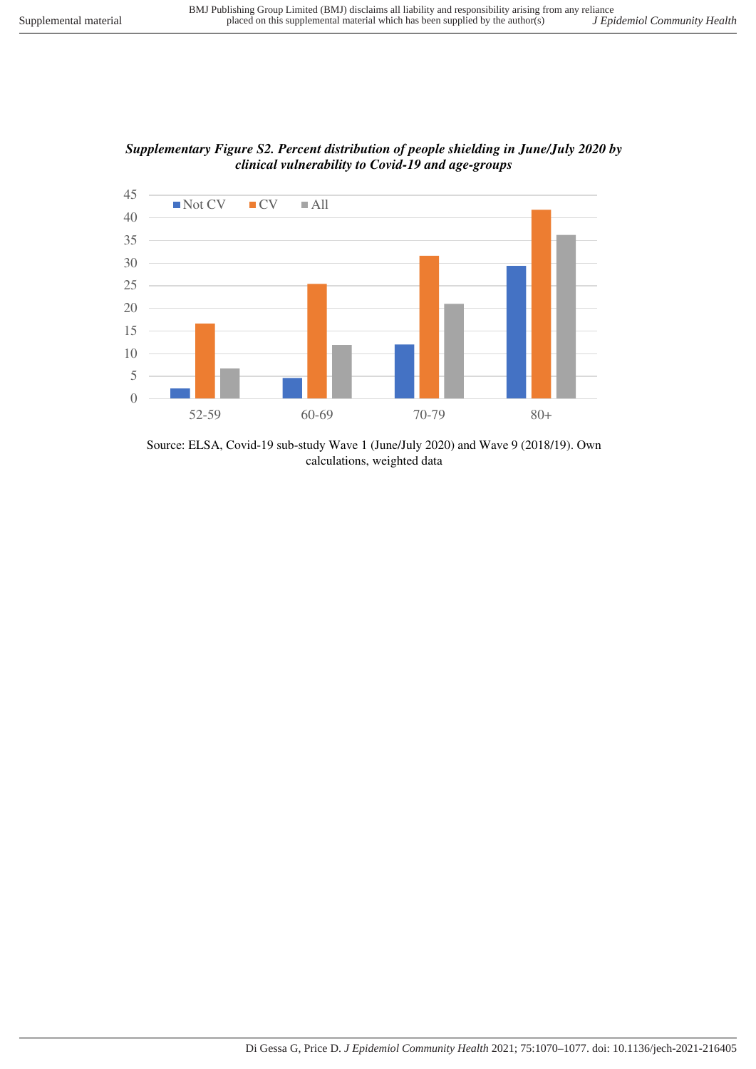***Supplementary Figure S2. Percent distribution of people shielding in June/July 2020 by clinical vulnerability to Covid-19 and age-groups***

45
40
35
30
25
20
15
10
5
0

Not CV
CV
All

52-59
60-69
70-79
80+

Source: ELSA, Covid-19 sub-study Wave 1 (June/July 2020) and Wave 9 (2018/19). Own calculations, weighted data